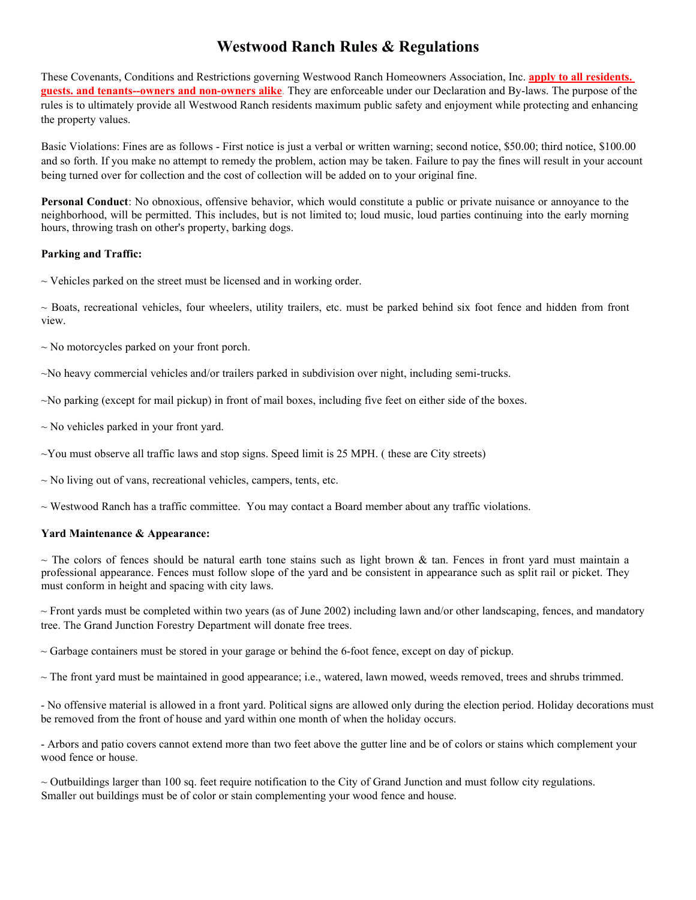# Westwood Ranch Rules & Regulations

These Covenants, Conditions and Restrictions governing Westwood Ranch Homeowners Association, Inc. **apply to all residents. guests. and tenants--owners and non-owners alike**. They are enforceable under our Declaration and By-laws. The purpose of the rules is to ultimately provide all Westwood Ranch residents maximum public safety and enjoyment while protecting and enhancing the property values.

Basic Violations: Fines are as follows - First notice is just a verbal or written warning; second notice, $50.00; third notice, $100.00 and so forth. If you make no attempt to remedy the problem, action may be taken. Failure to pay the fines will result in your account being turned over for collection and the cost of collection will be added on to your original fine.

**Personal Conduct**: No obnoxious, offensive behavior, which would constitute a public or private nuisance or annoyance to the neighborhood, will be permitted. This includes, but is not limited to; loud music, loud parties continuing into the early morning hours, throwing trash on other's property, barking dogs.

**Parking and Traffic:**

~ Vehicles parked on the street must be licensed and in working order.

~ Boats, recreational vehicles, four wheelers, utility trailers, etc. must be parked behind six foot fence and hidden from front view.

~ No motorcycles parked on your front porch.

~No heavy commercial vehicles and/or trailers parked in subdivision over night, including semi-trucks.

~No parking (except for mail pickup) in front of mail boxes, including five feet on either side of the boxes.

~ No vehicles parked in your front yard.

~You must observe all traffic laws and stop signs. Speed limit is 25 MPH. ( these are City streets)

~ No living out of vans, recreational vehicles, campers, tents, etc.

~ Westwood Ranch has a traffic committee. You may contact a Board member about any traffic violations.

**Yard Maintenance & Appearance:**

~ The colors of fences should be natural earth tone stains such as light brown & tan. Fences in front yard must maintain a professional appearance. Fences must follow slope of the yard and be consistent in appearance such as split rail or picket. They must conform in height and spacing with city laws.

~ Front yards must be completed within two years (as of June 2002) including lawn and/or other landscaping, fences, and mandatory tree. The Grand Junction Forestry Department will donate free trees.

~ Garbage containers must be stored in your garage or behind the 6-foot fence, except on day of pickup.

~ The front yard must be maintained in good appearance; i.e., watered, lawn mowed, weeds removed, trees and shrubs trimmed.

- No offensive material is allowed in a front yard. Political signs are allowed only during the election period. Holiday decorations must be removed from the front of house and yard within one month of when the holiday occurs.

- Arbors and patio covers cannot extend more than two feet above the gutter line and be of colors or stains which complement your wood fence or house.

~ Outbuildings larger than 100 sq. feet require notification to the City of Grand Junction and must follow city regulations. Smaller out buildings must be of color or stain complementing your wood fence and house.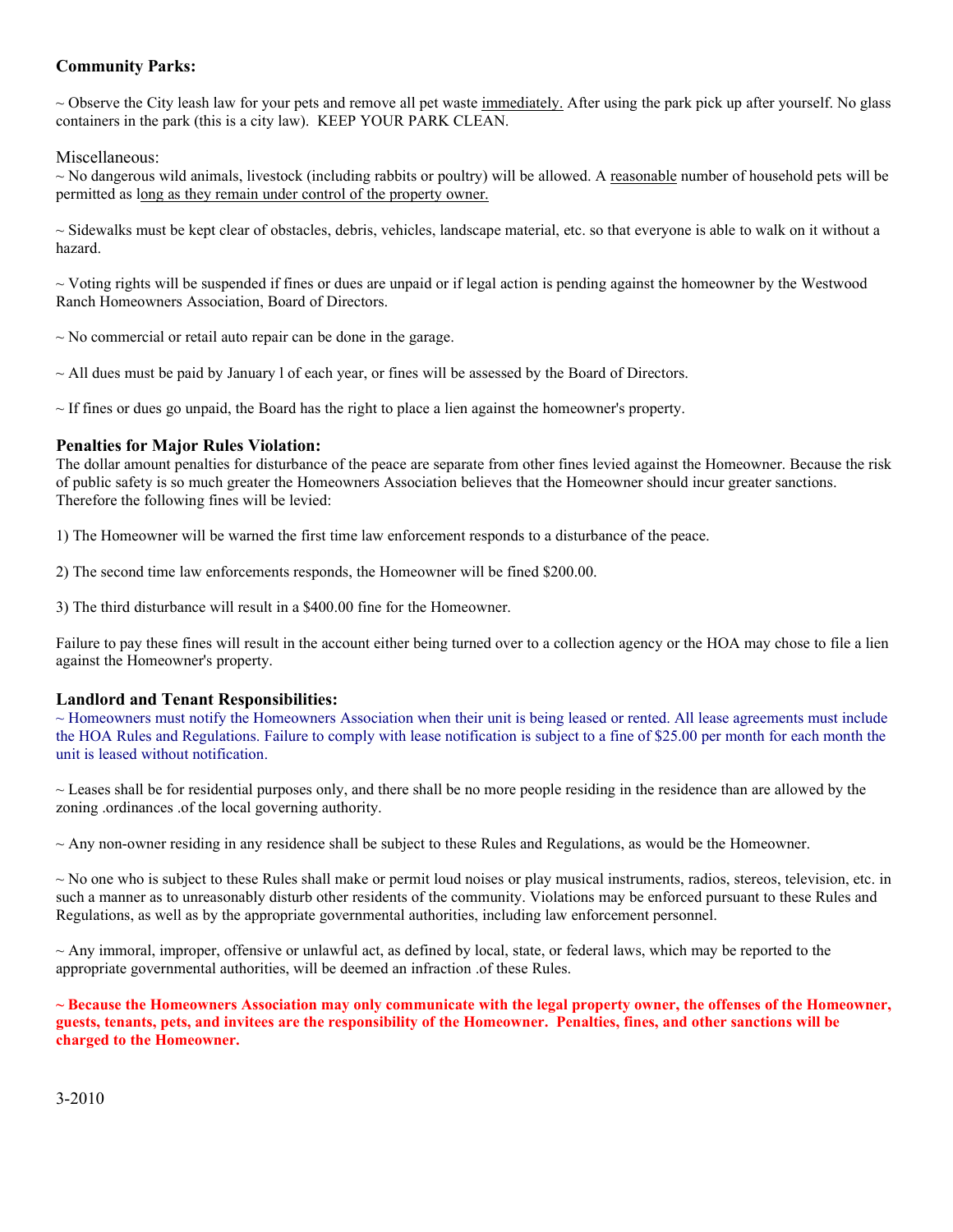### Community Parks:

~ Observe the City leash law for your pets and remove all pet waste immediately. After using the park pick up after yourself. No glass containers in the park (this is a city law). KEEP YOUR PARK CLEAN.

Miscellaneous:

~ No dangerous wild animals, livestock (including rabbits or poultry) will be allowed. A reasonable number of household pets will be permitted as long as they remain under control of the property owner.

~ Sidewalks must be kept clear of obstacles, debris, vehicles, landscape material, etc. so that everyone is able to walk on it without a hazard.

~ Voting rights will be suspended if fines or dues are unpaid or if legal action is pending against the homeowner by the Westwood Ranch Homeowners Association, Board of Directors.

~ No commercial or retail auto repair can be done in the garage.

~ All dues must be paid by January l of each year, or fines will be assessed by the Board of Directors.

~ If fines or dues go unpaid, the Board has the right to place a lien against the homeowner's property.

### Penalties for Major Rules Violation:

The dollar amount penalties for disturbance of the peace are separate from other fines levied against the Homeowner. Because the risk of public safety is so much greater the Homeowners Association believes that the Homeowner should incur greater sanctions. Therefore the following fines will be levied:

1) The Homeowner will be warned the first time law enforcement responds to a disturbance of the peace.

2) The second time law enforcements responds, the Homeowner will be fined $200.00.

3) The third disturbance will result in a $400.00 fine for the Homeowner.

Failure to pay these fines will result in the account either being turned over to a collection agency or the HOA may chose to file a lien against the Homeowner's property.

### Landlord and Tenant Responsibilities:

~ Homeowners must notify the Homeowners Association when their unit is being leased or rented. All lease agreements must include the HOA Rules and Regulations. Failure to comply with lease notification is subject to a fine of $25.00 per month for each month the unit is leased without notification.

~ Leases shall be for residential purposes only, and there shall be no more people residing in the residence than are allowed by the zoning .ordinances .of the local governing authority.

~ Any non-owner residing in any residence shall be subject to these Rules and Regulations, as would be the Homeowner.

~ No one who is subject to these Rules shall make or permit loud noises or play musical instruments, radios, stereos, television, etc. in such a manner as to unreasonably disturb other residents of the community. Violations may be enforced pursuant to these Rules and Regulations, as well as by the appropriate governmental authorities, including law enforcement personnel.

~ Any immoral, improper, offensive or unlawful act, as defined by local, state, or federal laws, which may be reported to the appropriate governmental authorities, will be deemed an infraction .of these Rules.

**~ Because the Homeowners Association may only communicate with the legal property owner, the offenses of the Homeowner, guests, tenants, pets, and invitees are the responsibility of the Homeowner. Penalties, fines, and other sanctions will be charged to the Homeowner.**

3-2010